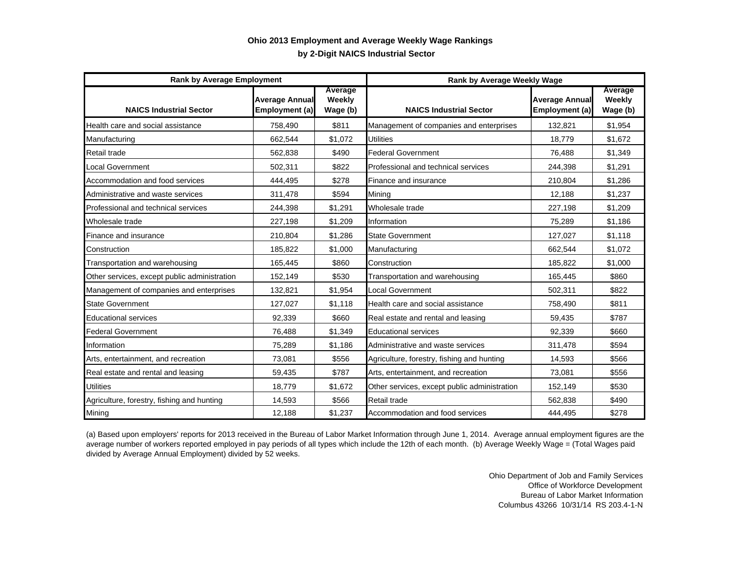**Ohio 2013 Employment and Average Weekly Wage Rankings**

**by 2-Digit NAICS Industrial Sector**

| Rank by Average Employment | | | Rank by Average Weekly Wage | | |
|---|---|---|---|---|---|
| **NAICS Industrial Sector** | **Average Annual Employment (a)** | **Average Weekly Wage (b)** | **NAICS Industrial Sector** | **Average Annual Employment (a)** | **Average Weekly Wage (b)** |
| Health care and social assistance | 758,490 | $811 | Management of companies and enterprises | 132,821 | $1,954 |
| Manufacturing | 662,544 | $1,072 | Utilities | 18,779 | $1,672 |
| Retail trade | 562,838 | $490 | Federal Government | 76,488 | $1,349 |
| Local Government | 502,311 | $822 | Professional and technical services | 244,398 | $1,291 |
| Accommodation and food services | 444,495 | $278 | Finance and insurance | 210,804 | $1,286 |
| Administrative and waste services | 311,478 | $594 | Mining | 12,188 | $1,237 |
| Professional and technical services | 244,398 | $1,291 | Wholesale trade | 227,198 | $1,209 |
| Wholesale trade | 227,198 | $1,209 | Information | 75,289 | $1,186 |
| Finance and insurance | 210,804 | $1,286 | State Government | 127,027 | $1,118 |
| Construction | 185,822 | $1,000 | Manufacturing | 662,544 | $1,072 |
| Transportation and warehousing | 165,445 | $860 | Construction | 185,822 | $1,000 |
| Other services, except public administration | 152,149 | $530 | Transportation and warehousing | 165,445 | $860 |
| Management of companies and enterprises | 132,821 | $1,954 | Local Government | 502,311 | $822 |
| State Government | 127,027 | $1,118 | Health care and social assistance | 758,490 | $811 |
| Educational services | 92,339 | $660 | Real estate and rental and leasing | 59,435 | $787 |
| Federal Government | 76,488 | $1,349 | Educational services | 92,339 | $660 |
| Information | 75,289 | $1,186 | Administrative and waste services | 311,478 | $594 |
| Arts, entertainment, and recreation | 73,081 | $556 | Agriculture, forestry, fishing and hunting | 14,593 | $566 |
| Real estate and rental and leasing | 59,435 | $787 | Arts, entertainment, and recreation | 73,081 | $556 |
| Utilities | 18,779 | $1,672 | Other services, except public administration | 152,149 | $530 |
| Agriculture, forestry, fishing and hunting | 14,593 | $566 | Retail trade | 562,838 | $490 |
| Mining | 12,188 | $1,237 | Accommodation and food services | 444,495 | $278 |

(a) Based upon employers' reports for 2013 received in the Bureau of Labor Market Information through June 1, 2014. Average annual employment figures are the average number of workers reported employed in pay periods of all types which include the 12th of each month. (b) Average Weekly Wage = (Total Wages paid divided by Average Annual Employment) divided by 52 weeks.

Ohio Department of Job and Family Services
Office of Workforce Development
Bureau of Labor Market Information
Columbus 43266 10/31/14 RS 203.4-1-N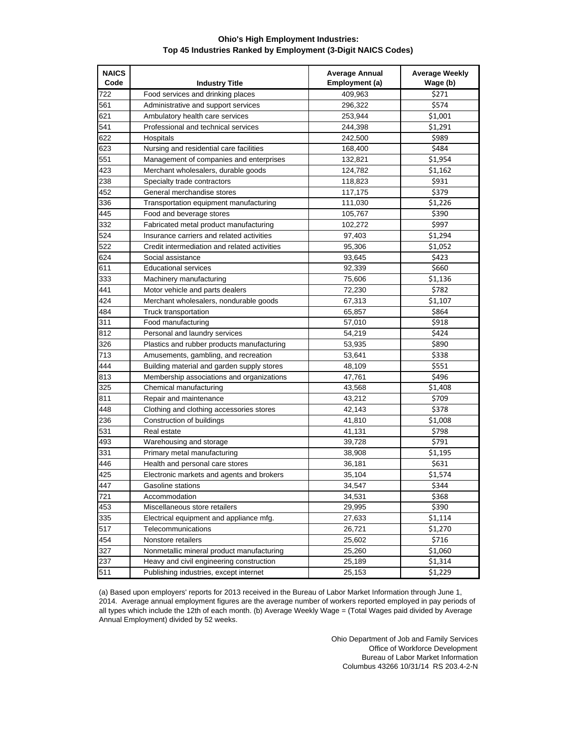**Ohio's High Employment Industries:**
**Top 45 Industries Ranked by Employment (3-Digit NAICS Codes)**

| NAICS Code | Industry Title | Average Annual Employment (a) | Average Weekly Wage (b) |
|---|---|---|---|
| 722 | Food services and drinking places | 409,963 | $271 |
| 561 | Administrative and support services | 296,322 | $574 |
| 621 | Ambulatory health care services | 253,944 | $1,001 |
| 541 | Professional and technical services | 244,398 | $1,291 |
| 622 | Hospitals | 242,500 | $989 |
| 623 | Nursing and residential care facilities | 168,400 | $484 |
| 551 | Management of companies and enterprises | 132,821 | $1,954 |
| 423 | Merchant wholesalers, durable goods | 124,782 | $1,162 |
| 238 | Specialty trade contractors | 118,823 | $931 |
| 452 | General merchandise stores | 117,175 | $379 |
| 336 | Transportation equipment manufacturing | 111,030 | $1,226 |
| 445 | Food and beverage stores | 105,767 | $390 |
| 332 | Fabricated metal product manufacturing | 102,272 | $997 |
| 524 | Insurance carriers and related activities | 97,403 | $1,294 |
| 522 | Credit intermediation and related activities | 95,306 | $1,052 |
| 624 | Social assistance | 93,645 | $423 |
| 611 | Educational services | 92,339 | $660 |
| 333 | Machinery manufacturing | 75,606 | $1,136 |
| 441 | Motor vehicle and parts dealers | 72,230 | $782 |
| 424 | Merchant wholesalers, nondurable goods | 67,313 | $1,107 |
| 484 | Truck transportation | 65,857 | $864 |
| 311 | Food manufacturing | 57,010 | $918 |
| 812 | Personal and laundry services | 54,219 | $424 |
| 326 | Plastics and rubber products manufacturing | 53,935 | $890 |
| 713 | Amusements, gambling, and recreation | 53,641 | $338 |
| 444 | Building material and garden supply stores | 48,109 | $551 |
| 813 | Membership associations and organizations | 47,761 | $496 |
| 325 | Chemical manufacturing | 43,568 | $1,408 |
| 811 | Repair and maintenance | 43,212 | $709 |
| 448 | Clothing and clothing accessories stores | 42,143 | $378 |
| 236 | Construction of buildings | 41,810 | $1,008 |
| 531 | Real estate | 41,131 | $798 |
| 493 | Warehousing and storage | 39,728 | $791 |
| 331 | Primary metal manufacturing | 38,908 | $1,195 |
| 446 | Health and personal care stores | 36,181 | $631 |
| 425 | Electronic markets and agents and brokers | 35,104 | $1,574 |
| 447 | Gasoline stations | 34,547 | $344 |
| 721 | Accommodation | 34,531 | $368 |
| 453 | Miscellaneous store retailers | 29,995 | $390 |
| 335 | Electrical equipment and appliance mfg. | 27,633 | $1,114 |
| 517 | Telecommunications | 26,721 | $1,270 |
| 454 | Nonstore retailers | 25,602 | $716 |
| 327 | Nonmetallic mineral product manufacturing | 25,260 | $1,060 |
| 237 | Heavy and civil engineering construction | 25,189 | $1,314 |
| 511 | Publishing industries, except internet | 25,153 | $1,229 |

(a) Based upon employers' reports for 2013 received in the Bureau of Labor Market Information through June 1, 2014. Average annual employment figures are the average number of workers reported employed in pay periods of all types which include the 12th of each month. (b) Average Weekly Wage = (Total Wages paid divided by Average Annual Employment) divided by 52 weeks.

Ohio Department of Job and Family Services
Office of Workforce Development
Bureau of Labor Market Information
Columbus 43266 10/31/14 RS 203.4-2-N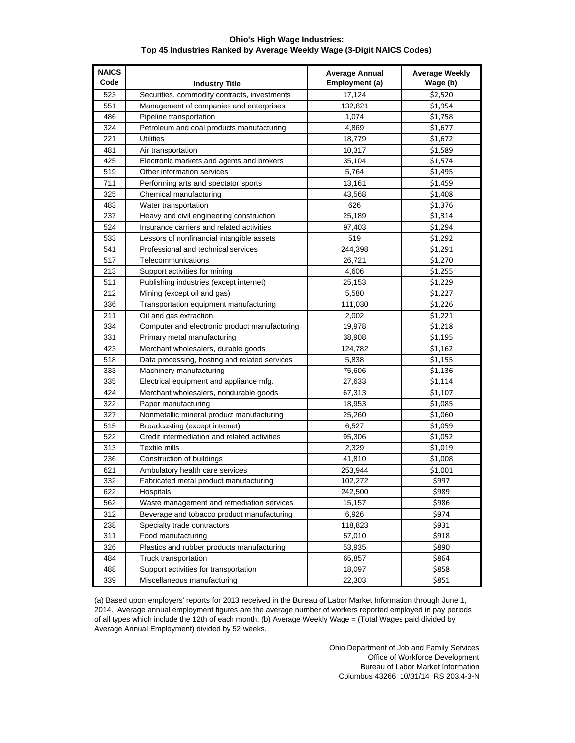**Ohio's High Wage Industries:**
**Top 45 Industries Ranked by Average Weekly Wage (3-Digit NAICS Codes)**

| NAICS Code | Industry Title | Average Annual Employment (a) | Average Weekly Wage (b) |
|---|---|---|---|
| 523 | Securities, commodity contracts, investments | 17,124 | $2,520 |
| 551 | Management of companies and enterprises | 132,821 | $1,954 |
| 486 | Pipeline transportation | 1,074 | $1,758 |
| 324 | Petroleum and coal products manufacturing | 4,869 | $1,677 |
| 221 | Utilities | 18,779 | $1,672 |
| 481 | Air transportation | 10,317 | $1,589 |
| 425 | Electronic markets and agents and brokers | 35,104 | $1,574 |
| 519 | Other information services | 5,764 | $1,495 |
| 711 | Performing arts and spectator sports | 13,161 | $1,459 |
| 325 | Chemical manufacturing | 43,568 | $1,408 |
| 483 | Water transportation | 626 | $1,376 |
| 237 | Heavy and civil engineering construction | 25,189 | $1,314 |
| 524 | Insurance carriers and related activities | 97,403 | $1,294 |
| 533 | Lessors of nonfinancial intangible assets | 519 | $1,292 |
| 541 | Professional and technical services | 244,398 | $1,291 |
| 517 | Telecommunications | 26,721 | $1,270 |
| 213 | Support activities for mining | 4,606 | $1,255 |
| 511 | Publishing industries (except internet) | 25,153 | $1,229 |
| 212 | Mining (except oil and gas) | 5,580 | $1,227 |
| 336 | Transportation equipment manufacturing | 111,030 | $1,226 |
| 211 | Oil and gas extraction | 2,002 | $1,221 |
| 334 | Computer and electronic product manufacturing | 19,978 | $1,218 |
| 331 | Primary metal manufacturing | 38,908 | $1,195 |
| 423 | Merchant wholesalers, durable goods | 124,782 | $1,162 |
| 518 | Data processing, hosting and related services | 5,838 | $1,155 |
| 333 | Machinery manufacturing | 75,606 | $1,136 |
| 335 | Electrical equipment and appliance mfg. | 27,633 | $1,114 |
| 424 | Merchant wholesalers, nondurable goods | 67,313 | $1,107 |
| 322 | Paper manufacturing | 18,953 | $1,085 |
| 327 | Nonmetallic mineral product manufacturing | 25,260 | $1,060 |
| 515 | Broadcasting (except internet) | 6,527 | $1,059 |
| 522 | Credit intermediation and related activities | 95,306 | $1,052 |
| 313 | Textile mills | 2,329 | $1,019 |
| 236 | Construction of buildings | 41,810 | $1,008 |
| 621 | Ambulatory health care services | 253,944 | $1,001 |
| 332 | Fabricated metal product manufacturing | 102,272 | $997 |
| 622 | Hospitals | 242,500 | $989 |
| 562 | Waste management and remediation services | 15,157 | $986 |
| 312 | Beverage and tobacco product manufacturing | 6,926 | $974 |
| 238 | Specialty trade contractors | 118,823 | $931 |
| 311 | Food manufacturing | 57,010 | $918 |
| 326 | Plastics and rubber products manufacturing | 53,935 | $890 |
| 484 | Truck transportation | 65,857 | $864 |
| 488 | Support activities for transportation | 18,097 | $858 |
| 339 | Miscellaneous manufacturing | 22,303 | $851 |

(a) Based upon employers' reports for 2013 received in the Bureau of Labor Market Information through June 1, 2014. Average annual employment figures are the average number of workers reported employed in pay periods of all types which include the 12th of each month. (b) Average Weekly Wage = (Total Wages paid divided by Average Annual Employment) divided by 52 weeks.

Ohio Department of Job and Family Services
Office of Workforce Development
Bureau of Labor Market Information
Columbus 43266 10/31/14 RS 203.4-3-N